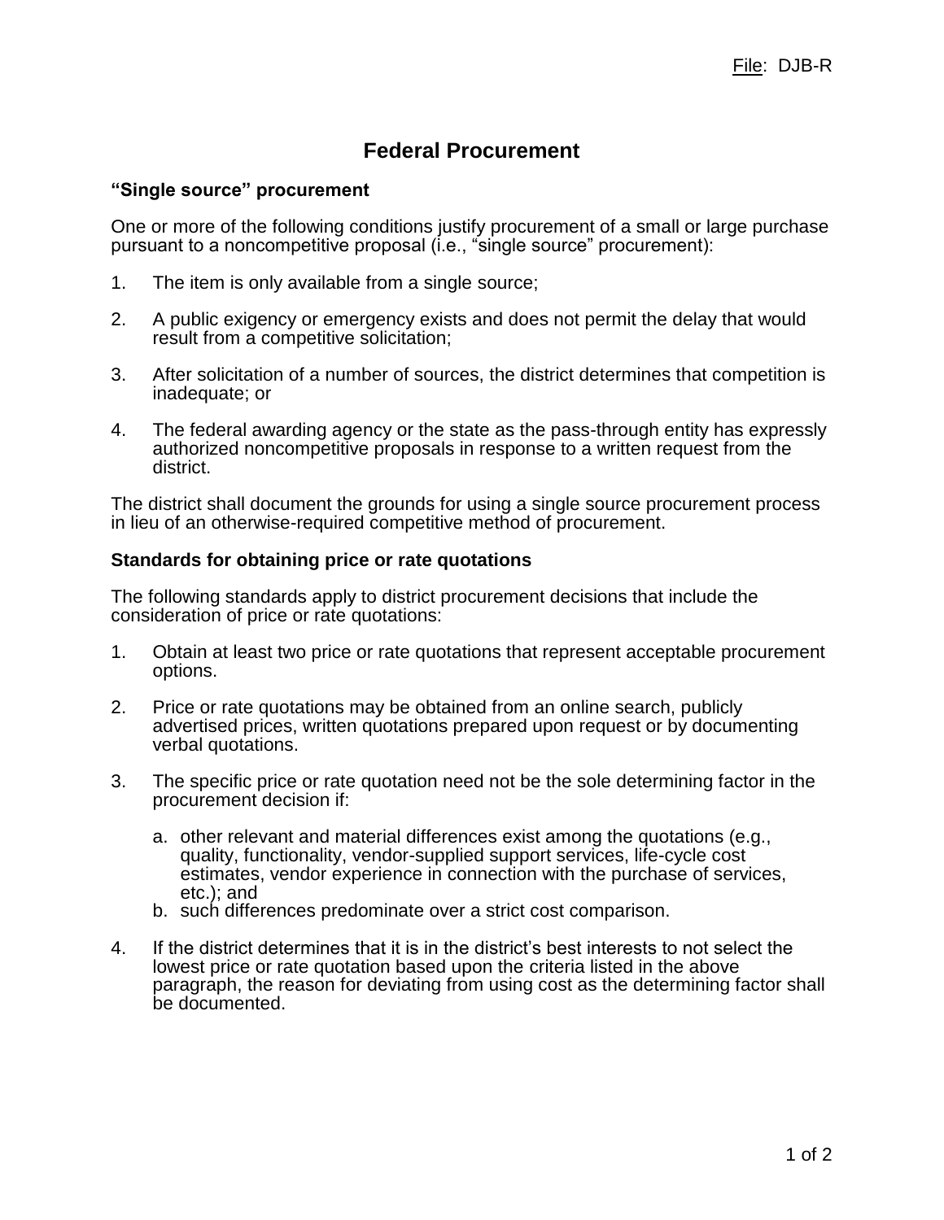File: DJB-R

# Federal Procurement

## "Single source" procurement

One or more of the following conditions justify procurement of a small or large purchase pursuant to a noncompetitive proposal (i.e., "single source" procurement):

1. The item is only available from a single source;

2. A public exigency or emergency exists and does not permit the delay that would result from a competitive solicitation;

3. After solicitation of a number of sources, the district determines that competition is inadequate; or

4. The federal awarding agency or the state as the pass-through entity has expressly authorized noncompetitive proposals in response to a written request from the district.

The district shall document the grounds for using a single source procurement process in lieu of an otherwise-required competitive method of procurement.

## Standards for obtaining price or rate quotations

The following standards apply to district procurement decisions that include the consideration of price or rate quotations:

1. Obtain at least two price or rate quotations that represent acceptable procurement options.

2. Price or rate quotations may be obtained from an online search, publicly advertised prices, written quotations prepared upon request or by documenting verbal quotations.

3. The specific price or rate quotation need not be the sole determining factor in the procurement decision if:

   a. other relevant and material differences exist among the quotations (e.g., quality, functionality, vendor-supplied support services, life-cycle cost estimates, vendor experience in connection with the purchase of services, etc.); and
   b. such differences predominate over a strict cost comparison.

4. If the district determines that it is in the district's best interests to not select the lowest price or rate quotation based upon the criteria listed in the above paragraph, the reason for deviating from using cost as the determining factor shall be documented.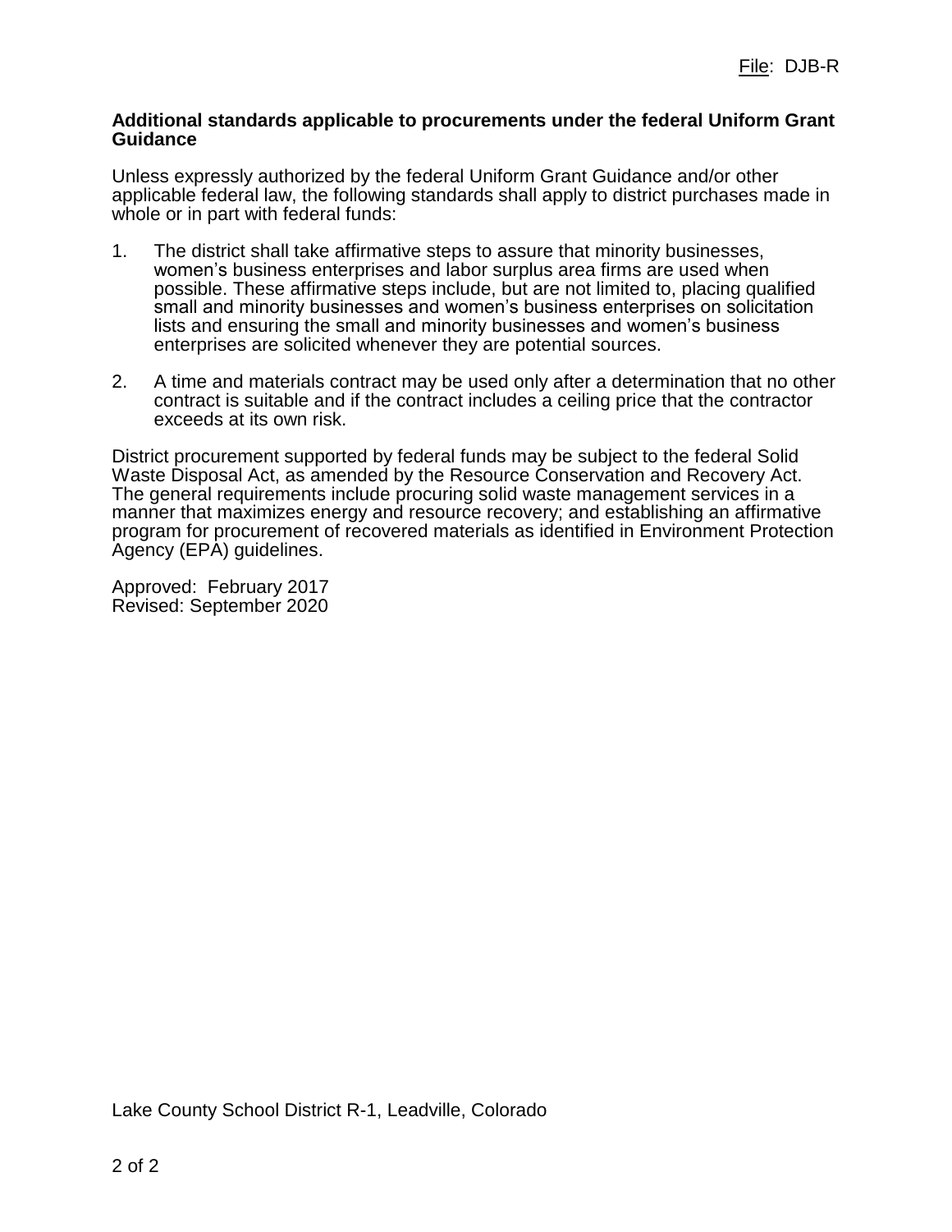**Additional standards applicable to procurements under the federal Uniform Grant Guidance**

Unless expressly authorized by the federal Uniform Grant Guidance and/or other applicable federal law, the following standards shall apply to district purchases made in whole or in part with federal funds:

1. The district shall take affirmative steps to assure that minority businesses, women's business enterprises and labor surplus area firms are used when possible. These affirmative steps include, but are not limited to, placing qualified small and minority businesses and women's business enterprises on solicitation lists and ensuring the small and minority businesses and women's business enterprises are solicited whenever they are potential sources.

2. A time and materials contract may be used only after a determination that no other contract is suitable and if the contract includes a ceiling price that the contractor exceeds at its own risk.

District procurement supported by federal funds may be subject to the federal Solid Waste Disposal Act, as amended by the Resource Conservation and Recovery Act. The general requirements include procuring solid waste management services in a manner that maximizes energy and resource recovery; and establishing an affirmative program for procurement of recovered materials as identified in Environment Protection Agency (EPA) guidelines.

Approved: February 2017
Revised: September 2020